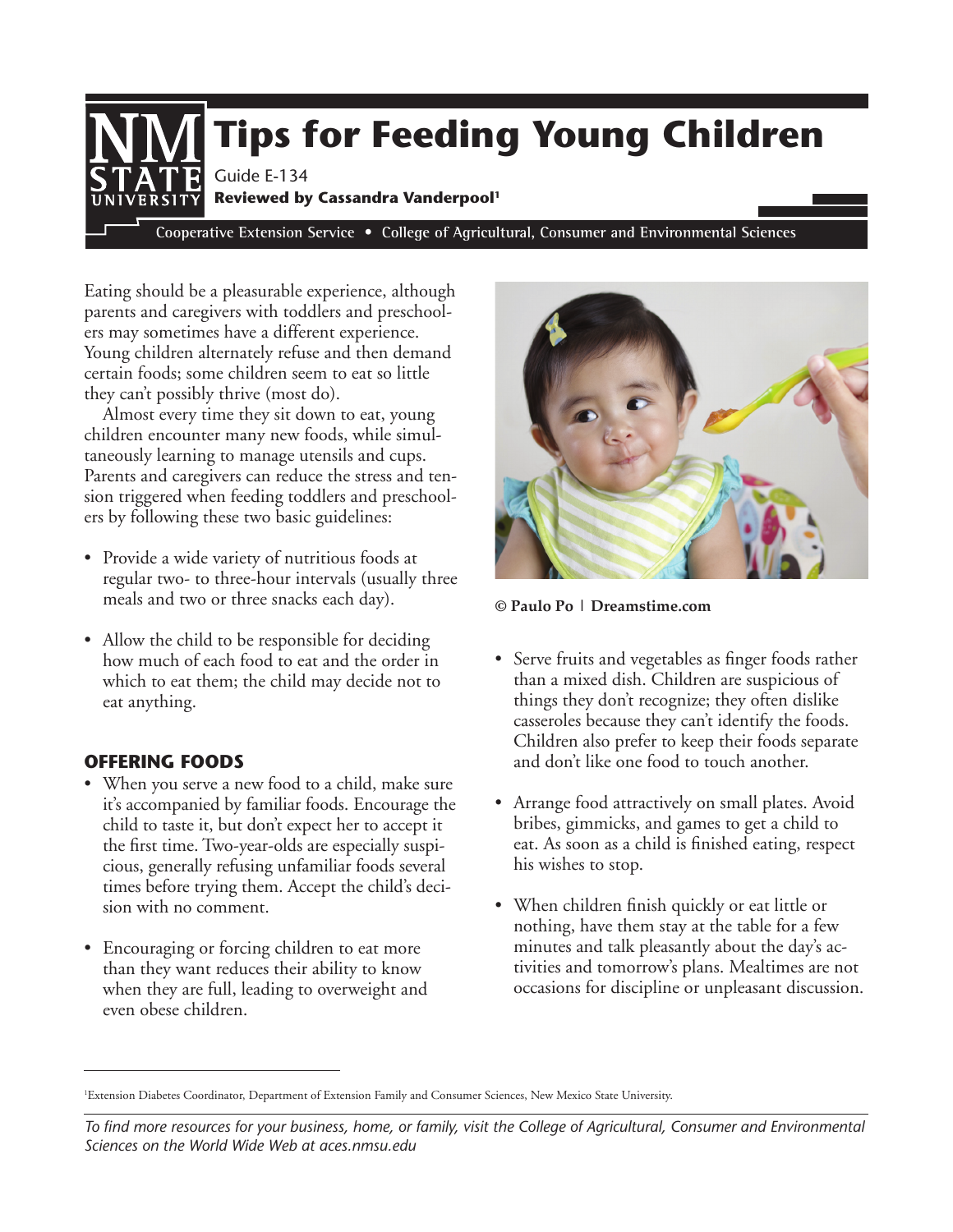# Tips for Feeding Young Children

Guide E-134

**Reviewed by Cassandra Vanderpool[1]**

Cooperative Extension Service • College of Agricultural, Consumer and Environmental Sciences

Eating should be a pleasurable experience, although parents and caregivers with toddlers and preschoolers may sometimes have a different experience. Young children alternately refuse and then demand certain foods; some children seem to eat so little they can't possibly thrive (most do).

Almost every time they sit down to eat, young children encounter many new foods, while simultaneously learning to manage utensils and cups. Parents and caregivers can reduce the stress and tension triggered when feeding toddlers and preschoolers by following these two basic guidelines:

- Provide a wide variety of nutritious foods at regular two- to three-hour intervals (usually three meals and two or three snacks each day).
- Allow the child to be responsible for deciding how much of each food to eat and the order in which to eat them; the child may decide not to eat anything.

## OFFERING FOODS

- When you serve a new food to a child, make sure it's accompanied by familiar foods. Encourage the child to taste it, but don't expect her to accept it the first time. Two-year-olds are especially suspicious, generally refusing unfamiliar foods several times before trying them. Accept the child's decision with no comment.
- Encouraging or forcing children to eat more than they want reduces their ability to know when they are full, leading to overweight and even obese children.

**© Paulo Po | Dreamstime.com**

- Serve fruits and vegetables as finger foods rather than a mixed dish. Children are suspicious of things they don't recognize; they often dislike casseroles because they can't identify the foods. Children also prefer to keep their foods separate and don't like one food to touch another.
- Arrange food attractively on small plates. Avoid bribes, gimmicks, and games to get a child to eat. As soon as a child is finished eating, respect his wishes to stop.
- When children finish quickly or eat little or nothing, have them stay at the table for a few minutes and talk pleasantly about the day's activities and tomorrow's plans. Mealtimes are not occasions for discipline or unpleasant discussion.

[1]Extension Diabetes Coordinator, Department of Extension Family and Consumer Sciences, New Mexico State University.

*To find more resources for your business, home, or family, visit the College of Agricultural, Consumer and Environmental Sciences on the World Wide Web at aces.nmsu.edu*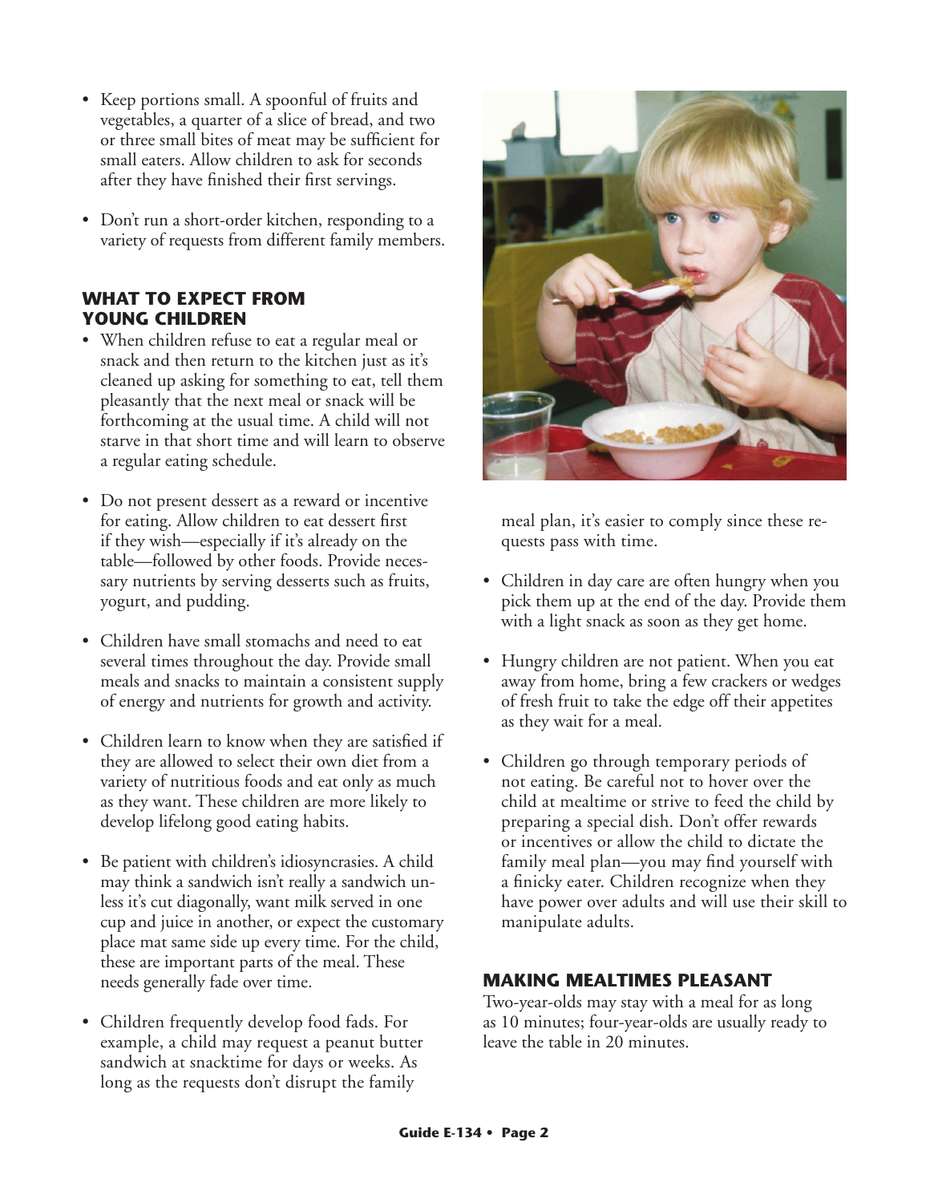- Keep portions small. A spoonful of fruits and vegetables, a quarter of a slice of bread, and two or three small bites of meat may be sufficient for small eaters. Allow children to ask for seconds after they have finished their first servings.

- Don't run a short-order kitchen, responding to a variety of requests from different family members.

## WHAT TO EXPECT FROM YOUNG CHILDREN

- When children refuse to eat a regular meal or snack and then return to the kitchen just as it's cleaned up asking for something to eat, tell them pleasantly that the next meal or snack will be forthcoming at the usual time. A child will not starve in that short time and will learn to observe a regular eating schedule.

- Do not present dessert as a reward or incentive for eating. Allow children to eat dessert first if they wish—especially if it's already on the table—followed by other foods. Provide necessary nutrients by serving desserts such as fruits, yogurt, and pudding.

- Children have small stomachs and need to eat several times throughout the day. Provide small meals and snacks to maintain a consistent supply of energy and nutrients for growth and activity.

- Children learn to know when they are satisfied if they are allowed to select their own diet from a variety of nutritious foods and eat only as much as they want. These children are more likely to develop lifelong good eating habits.

- Be patient with children's idiosyncrasies. A child may think a sandwich isn't really a sandwich unless it's cut diagonally, want milk served in one cup and juice in another, or expect the customary place mat same side up every time. For the child, these are important parts of the meal. These needs generally fade over time.

- Children frequently develop food fads. For example, a child may request a peanut butter sandwich at snacktime for days or weeks. As long as the requests don't disrupt the family meal plan, it's easier to comply since these requests pass with time.

- Children in day care are often hungry when you pick them up at the end of the day. Provide them with a light snack as soon as they get home.

- Hungry children are not patient. When you eat away from home, bring a few crackers or wedges of fresh fruit to take the edge off their appetites as they wait for a meal.

- Children go through temporary periods of not eating. Be careful not to hover over the child at mealtime or strive to feed the child by preparing a special dish. Don't offer rewards or incentives or allow the child to dictate the family meal plan—you may find yourself with a finicky eater. Children recognize when they have power over adults and will use their skill to manipulate adults.

## MAKING MEALTIMES PLEASANT

Two-year-olds may stay with a meal for as long as 10 minutes; four-year-olds are usually ready to leave the table in 20 minutes.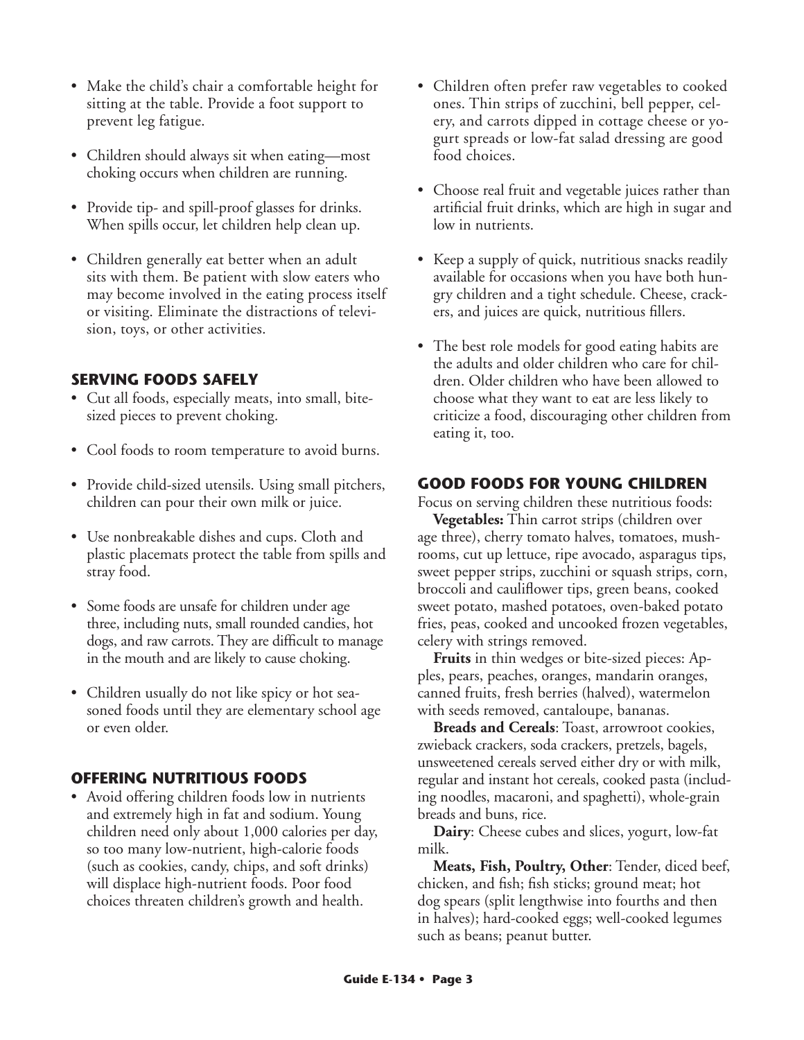- Make the child's chair a comfortable height for sitting at the table. Provide a foot support to prevent leg fatigue.
- Children should always sit when eating—most choking occurs when children are running.
- Provide tip- and spill-proof glasses for drinks. When spills occur, let children help clean up.
- Children generally eat better when an adult sits with them. Be patient with slow eaters who may become involved in the eating process itself or visiting. Eliminate the distractions of television, toys, or other activities.

## SERVING FOODS SAFELY

- Cut all foods, especially meats, into small, bite-sized pieces to prevent choking.
- Cool foods to room temperature to avoid burns.
- Provide child-sized utensils. Using small pitchers, children can pour their own milk or juice.
- Use nonbreakable dishes and cups. Cloth and plastic placemats protect the table from spills and stray food.
- Some foods are unsafe for children under age three, including nuts, small rounded candies, hot dogs, and raw carrots. They are difficult to manage in the mouth and are likely to cause choking.
- Children usually do not like spicy or hot seasoned foods until they are elementary school age or even older.

## OFFERING NUTRITIOUS FOODS

- Avoid offering children foods low in nutrients and extremely high in fat and sodium. Young children need only about 1,000 calories per day, so too many low-nutrient, high-calorie foods (such as cookies, candy, chips, and soft drinks) will displace high-nutrient foods. Poor food choices threaten children's growth and health.
- Children often prefer raw vegetables to cooked ones. Thin strips of zucchini, bell pepper, celery, and carrots dipped in cottage cheese or yogurt spreads or low-fat salad dressing are good food choices.
- Choose real fruit and vegetable juices rather than artificial fruit drinks, which are high in sugar and low in nutrients.
- Keep a supply of quick, nutritious snacks readily available for occasions when you have both hungry children and a tight schedule. Cheese, crackers, and juices are quick, nutritious fillers.
- The best role models for good eating habits are the adults and older children who care for children. Older children who have been allowed to choose what they want to eat are less likely to criticize a food, discouraging other children from eating it, too.

## GOOD FOODS FOR YOUNG CHILDREN

Focus on serving children these nutritious foods:

**Vegetables:** Thin carrot strips (children over age three), cherry tomato halves, tomatoes, mushrooms, cut up lettuce, ripe avocado, asparagus tips, sweet pepper strips, zucchini or squash strips, corn, broccoli and cauliflower tips, green beans, cooked sweet potato, mashed potatoes, oven-baked potato fries, peas, cooked and uncooked frozen vegetables, celery with strings removed.

**Fruits** in thin wedges or bite-sized pieces: Apples, pears, peaches, oranges, mandarin oranges, canned fruits, fresh berries (halved), watermelon with seeds removed, cantaloupe, bananas.

**Breads and Cereals**: Toast, arrowroot cookies, zwieback crackers, soda crackers, pretzels, bagels, unsweetened cereals served either dry or with milk, regular and instant hot cereals, cooked pasta (including noodles, macaroni, and spaghetti), whole-grain breads and buns, rice.

**Dairy**: Cheese cubes and slices, yogurt, low-fat milk.

**Meats, Fish, Poultry, Other**: Tender, diced beef, chicken, and fish; fish sticks; ground meat; hot dog spears (split lengthwise into fourths and then in halves); hard-cooked eggs; well-cooked legumes such as beans; peanut butter.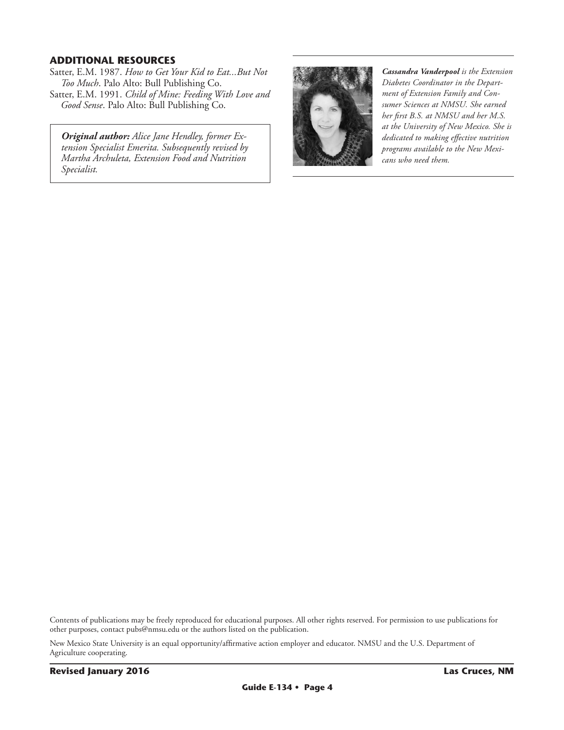## ADDITIONAL RESOURCES

Satter, E.M. 1987. *How to Get Your Kid to Eat...But Not Too Much*. Palo Alto: Bull Publishing Co.

Satter, E.M. 1991. *Child of Mine: Feeding With Love and Good Sense*. Palo Alto: Bull Publishing Co.

***Original author:*** *Alice Jane Hendley, former Extension Specialist Emerita. Subsequently revised by Martha Archuleta, Extension Food and Nutrition Specialist.*

***Cassandra Vanderpool*** *is the Extension Diabetes Coordinator in the Department of Extension Family and Consumer Sciences at NMSU. She earned her first B.S. at NMSU and her M.S. at the University of New Mexico. She is dedicated to making effective nutrition programs available to the New Mexicans who need them.*

Contents of publications may be freely reproduced for educational purposes. All other rights reserved. For permission to use publications for other purposes, contact pubs@nmsu.edu or the authors listed on the publication.

New Mexico State University is an equal opportunity/affirmative action employer and educator. NMSU and the U.S. Department of Agriculture cooperating.

**Revised January 2016** **Las Cruces, NM**